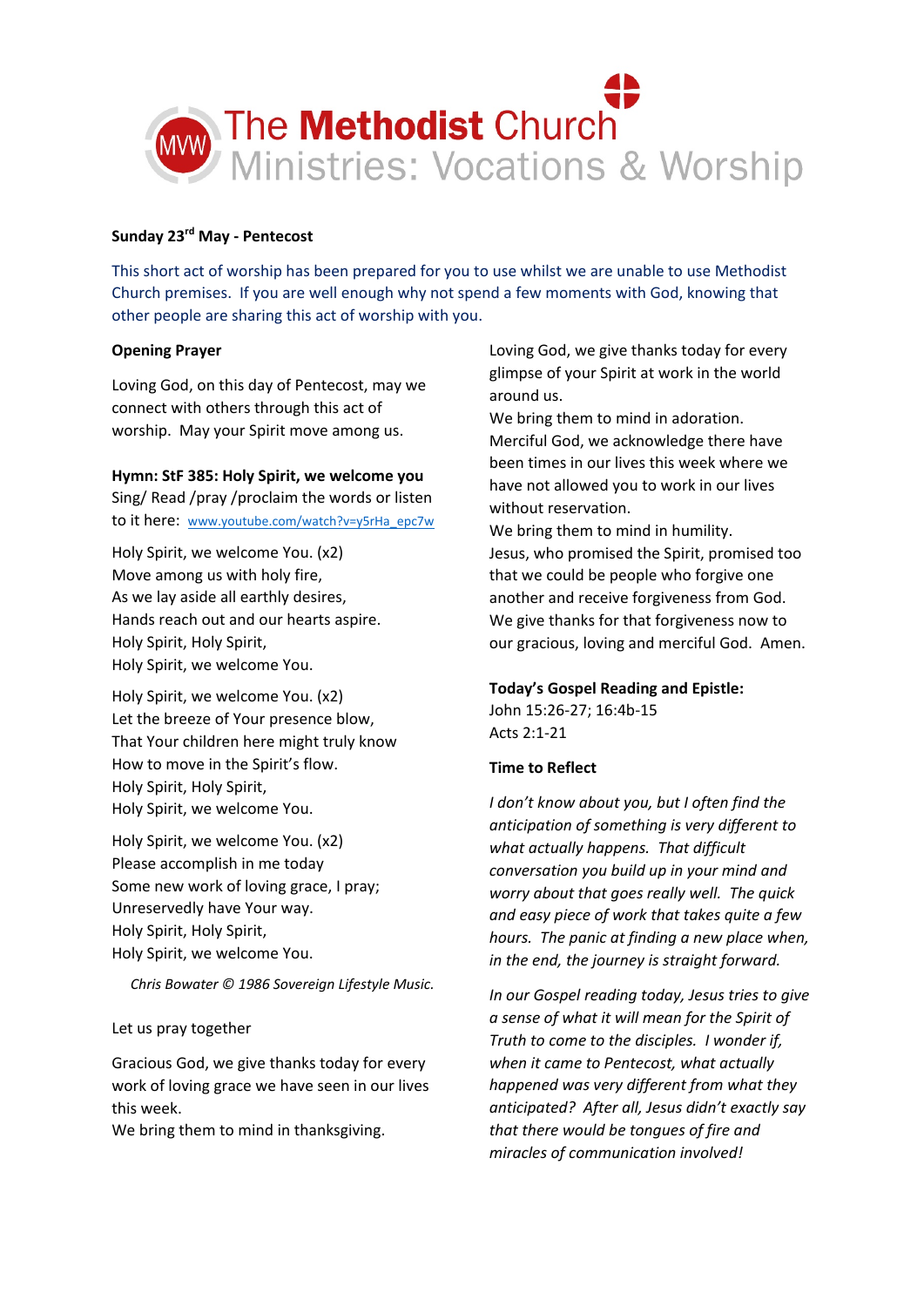# The Methodist Church
## Ministries: Vocations & Worship

**Sunday 23rd May - Pentecost**

This short act of worship has been prepared for you to use whilst we are unable to use Methodist Church premises. If you are well enough why not spend a few moments with God, knowing that other people are sharing this act of worship with you.

**Opening Prayer**

Loving God, on this day of Pentecost, may we connect with others through this act of worship. May your Spirit move among us.

**Hymn: StF 385: Holy Spirit, we welcome you**
Sing/ Read /pray /proclaim the words or listen to it here: www.youtube.com/watch?v=y5rHa_epc7w

Holy Spirit, we welcome You. (x2)
Move among us with holy fire,
As we lay aside all earthly desires,
Hands reach out and our hearts aspire.
Holy Spirit, Holy Spirit,
Holy Spirit, we welcome You.

Holy Spirit, we welcome You. (x2)
Let the breeze of Your presence blow,
That Your children here might truly know
How to move in the Spirit's flow.
Holy Spirit, Holy Spirit,
Holy Spirit, we welcome You.

Holy Spirit, we welcome You. (x2)
Please accomplish in me today
Some new work of loving grace, I pray;
Unreservedly have Your way.
Holy Spirit, Holy Spirit,
Holy Spirit, we welcome You.

*Chris Bowater © 1986 Sovereign Lifestyle Music.*

Let us pray together

Gracious God, we give thanks today for every work of loving grace we have seen in our lives this week.
We bring them to mind in thanksgiving.
Loving God, we give thanks today for every glimpse of your Spirit at work in the world around us.
We bring them to mind in adoration.
Merciful God, we acknowledge there have been times in our lives this week where we have not allowed you to work in our lives without reservation.
We bring them to mind in humility.
Jesus, who promised the Spirit, promised too that we could be people who forgive one another and receive forgiveness from God.
We give thanks for that forgiveness now to our gracious, loving and merciful God. Amen.

**Today's Gospel Reading and Epistle:**
John 15:26-27; 16:4b-15
Acts 2:1-21

**Time to Reflect**

*I don't know about you, but I often find the anticipation of something is very different to what actually happens. That difficult conversation you build up in your mind and worry about that goes really well. The quick and easy piece of work that takes quite a few hours. The panic at finding a new place when, in the end, the journey is straight forward.*

*In our Gospel reading today, Jesus tries to give a sense of what it will mean for the Spirit of Truth to come to the disciples. I wonder if, when it came to Pentecost, what actually happened was very different from what they anticipated? After all, Jesus didn't exactly say that there would be tongues of fire and miracles of communication involved!*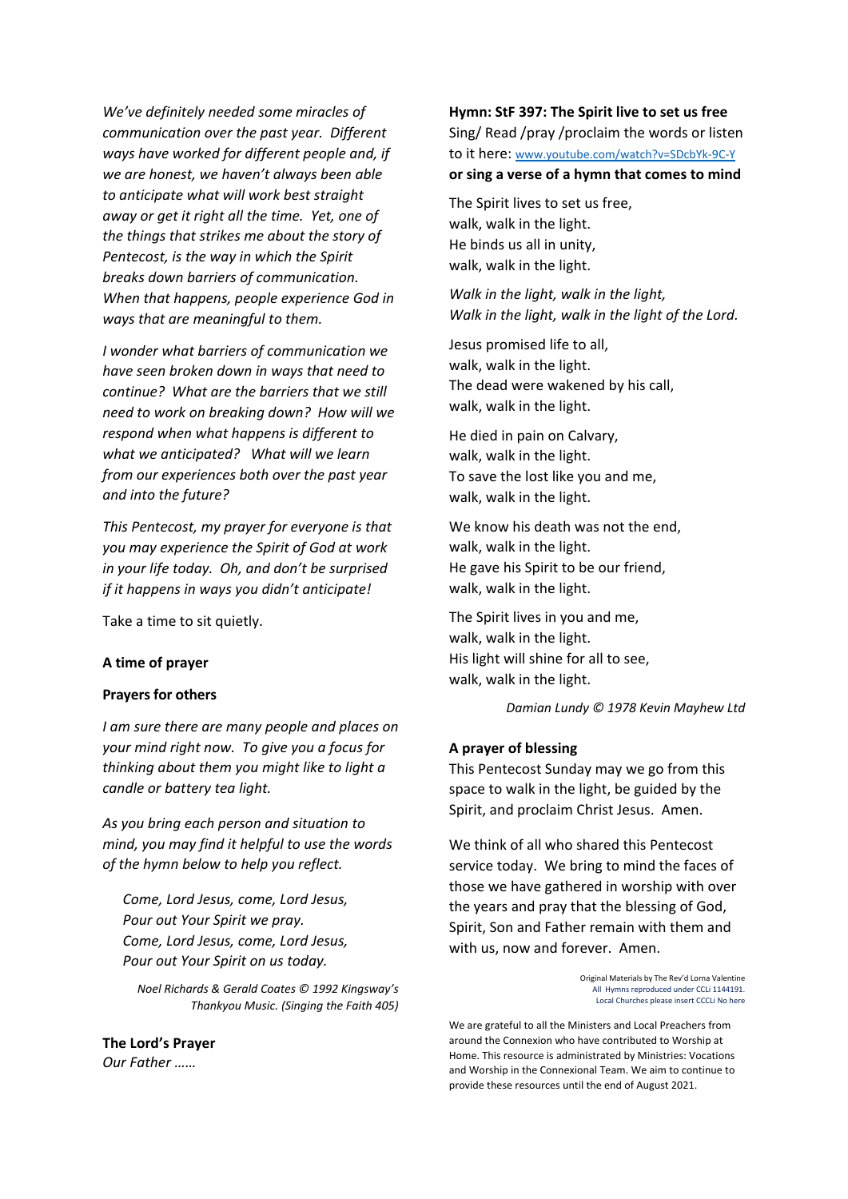*We've definitely needed some miracles of communication over the past year. Different ways have worked for different people and, if we are honest, we haven't always been able to anticipate what will work best straight away or get it right all the time. Yet, one of the things that strikes me about the story of Pentecost, is the way in which the Spirit breaks down barriers of communication. When that happens, people experience God in ways that are meaningful to them.*

*I wonder what barriers of communication we have seen broken down in ways that need to continue? What are the barriers that we still need to work on breaking down? How will we respond when what happens is different to what we anticipated? What will we learn from our experiences both over the past year and into the future?*

*This Pentecost, my prayer for everyone is that you may experience the Spirit of God at work in your life today. Oh, and don't be surprised if it happens in ways you didn't anticipate!*

Take a time to sit quietly.

**A time of prayer**

**Prayers for others**

*I am sure there are many people and places on your mind right now. To give you a focus for thinking about them you might like to light a candle or battery tea light.*

*As you bring each person and situation to mind, you may find it helpful to use the words of the hymn below to help you reflect.*

> *Come, Lord Jesus, come, Lord Jesus,*
> *Pour out Your Spirit we pray.*
> *Come, Lord Jesus, come, Lord Jesus,*
> *Pour out Your Spirit on us today.*

*Noel Richards & Gerald Coates © 1992 Kingsway's Thankyou Music. (Singing the Faith 405)*

**The Lord's Prayer**
*Our Father ……*

**Hymn: StF 397: The Spirit live to set us free**
Sing/ Read /pray /proclaim the words or listen to it here: www.youtube.com/watch?v=SDcbYk-9C-Y
**or sing a verse of a hymn that comes to mind**

The Spirit lives to set us free,
walk, walk in the light.
He binds us all in unity,
walk, walk in the light.

*Walk in the light, walk in the light,*
*Walk in the light, walk in the light of the Lord.*

Jesus promised life to all,
walk, walk in the light.
The dead were wakened by his call,
walk, walk in the light.

He died in pain on Calvary,
walk, walk in the light.
To save the lost like you and me,
walk, walk in the light.

We know his death was not the end,
walk, walk in the light.
He gave his Spirit to be our friend,
walk, walk in the light.

The Spirit lives in you and me,
walk, walk in the light.
His light will shine for all to see,
walk, walk in the light.

*Damian Lundy © 1978 Kevin Mayhew Ltd*

**A prayer of blessing**
This Pentecost Sunday may we go from this space to walk in the light, be guided by the Spirit, and proclaim Christ Jesus. Amen.

We think of all who shared this Pentecost service today. We bring to mind the faces of those we have gathered in worship with over the years and pray that the blessing of God, Spirit, Son and Father remain with them and with us, now and forever. Amen.

Original Materials by The Rev'd Lorna Valentine
All Hymns reproduced under CCLi 1144191.
Local Churches please insert CCCLi No here

We are grateful to all the Ministers and Local Preachers from around the Connexion who have contributed to Worship at Home. This resource is administrated by Ministries: Vocations and Worship in the Connexional Team. We aim to continue to provide these resources until the end of August 2021.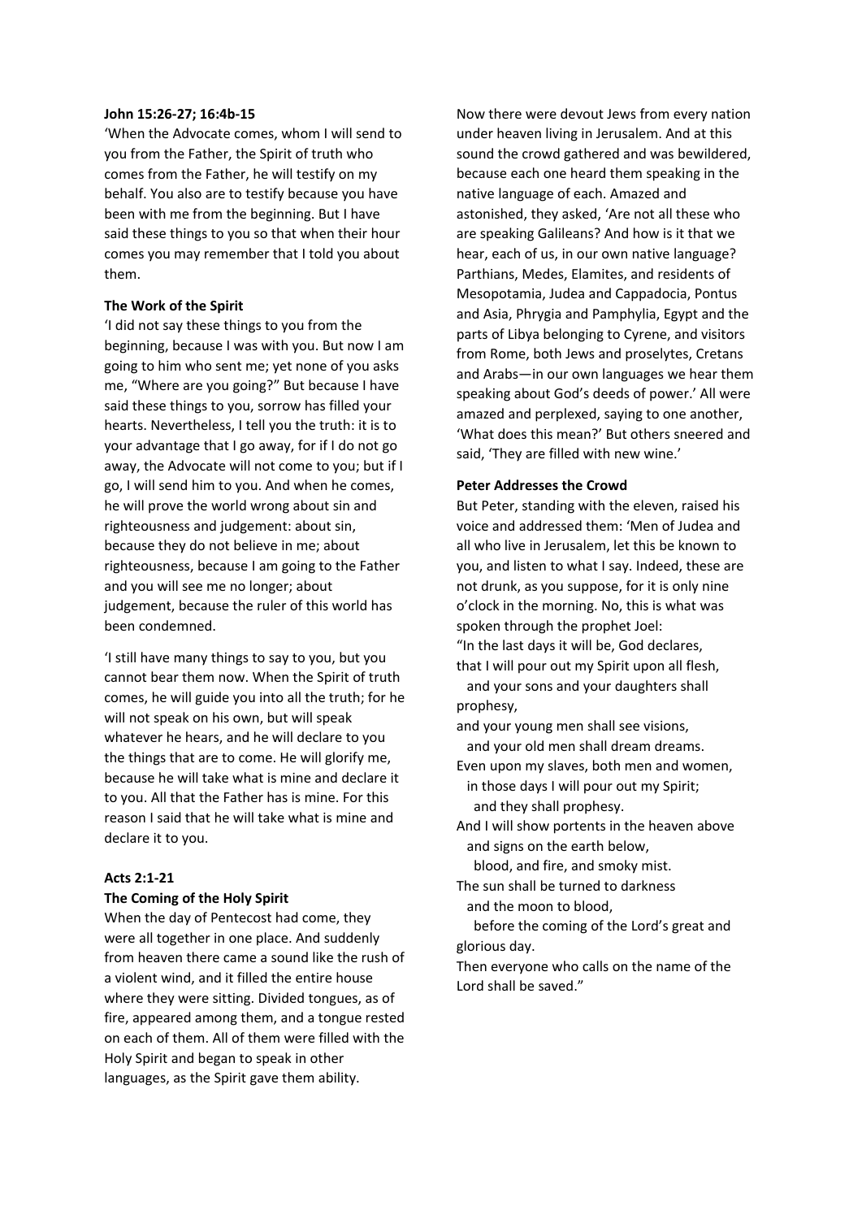**John 15:26-27; 16:4b-15**

'When the Advocate comes, whom I will send to you from the Father, the Spirit of truth who comes from the Father, he will testify on my behalf. You also are to testify because you have been with me from the beginning. But I have said these things to you so that when their hour comes you may remember that I told you about them.

**The Work of the Spirit**

'I did not say these things to you from the beginning, because I was with you. But now I am going to him who sent me; yet none of you asks me, "Where are you going?" But because I have said these things to you, sorrow has filled your hearts. Nevertheless, I tell you the truth: it is to your advantage that I go away, for if I do not go away, the Advocate will not come to you; but if I go, I will send him to you. And when he comes, he will prove the world wrong about sin and righteousness and judgement: about sin, because they do not believe in me; about righteousness, because I am going to the Father and you will see me no longer; about judgement, because the ruler of this world has been condemned.

'I still have many things to say to you, but you cannot bear them now. When the Spirit of truth comes, he will guide you into all the truth; for he will not speak on his own, but will speak whatever he hears, and he will declare to you the things that are to come. He will glorify me, because he will take what is mine and declare it to you. All that the Father has is mine. For this reason I said that he will take what is mine and declare it to you.

**Acts 2:1-21**

**The Coming of the Holy Spirit**

When the day of Pentecost had come, they were all together in one place. And suddenly from heaven there came a sound like the rush of a violent wind, and it filled the entire house where they were sitting. Divided tongues, as of fire, appeared among them, and a tongue rested on each of them. All of them were filled with the Holy Spirit and began to speak in other languages, as the Spirit gave them ability.

Now there were devout Jews from every nation under heaven living in Jerusalem. And at this sound the crowd gathered and was bewildered, because each one heard them speaking in the native language of each. Amazed and astonished, they asked, 'Are not all these who are speaking Galileans? And how is it that we hear, each of us, in our own native language? Parthians, Medes, Elamites, and residents of Mesopotamia, Judea and Cappadocia, Pontus and Asia, Phrygia and Pamphylia, Egypt and the parts of Libya belonging to Cyrene, and visitors from Rome, both Jews and proselytes, Cretans and Arabs—in our own languages we hear them speaking about God's deeds of power.' All were amazed and perplexed, saying to one another, 'What does this mean?' But others sneered and said, 'They are filled with new wine.'

**Peter Addresses the Crowd**

But Peter, standing with the eleven, raised his voice and addressed them: 'Men of Judea and all who live in Jerusalem, let this be known to you, and listen to what I say. Indeed, these are not drunk, as you suppose, for it is only nine o'clock in the morning. No, this is what was spoken through the prophet Joel:

"In the last days it will be, God declares,
that I will pour out my Spirit upon all flesh,
  and your sons and your daughters shall prophesy,
and your young men shall see visions,
  and your old men shall dream dreams.
Even upon my slaves, both men and women,
  in those days I will pour out my Spirit;
    and they shall prophesy.
And I will show portents in the heaven above
  and signs on the earth below,
    blood, and fire, and smoky mist.
The sun shall be turned to darkness
  and the moon to blood,
    before the coming of the Lord's great and glorious day.
Then everyone who calls on the name of the Lord shall be saved."